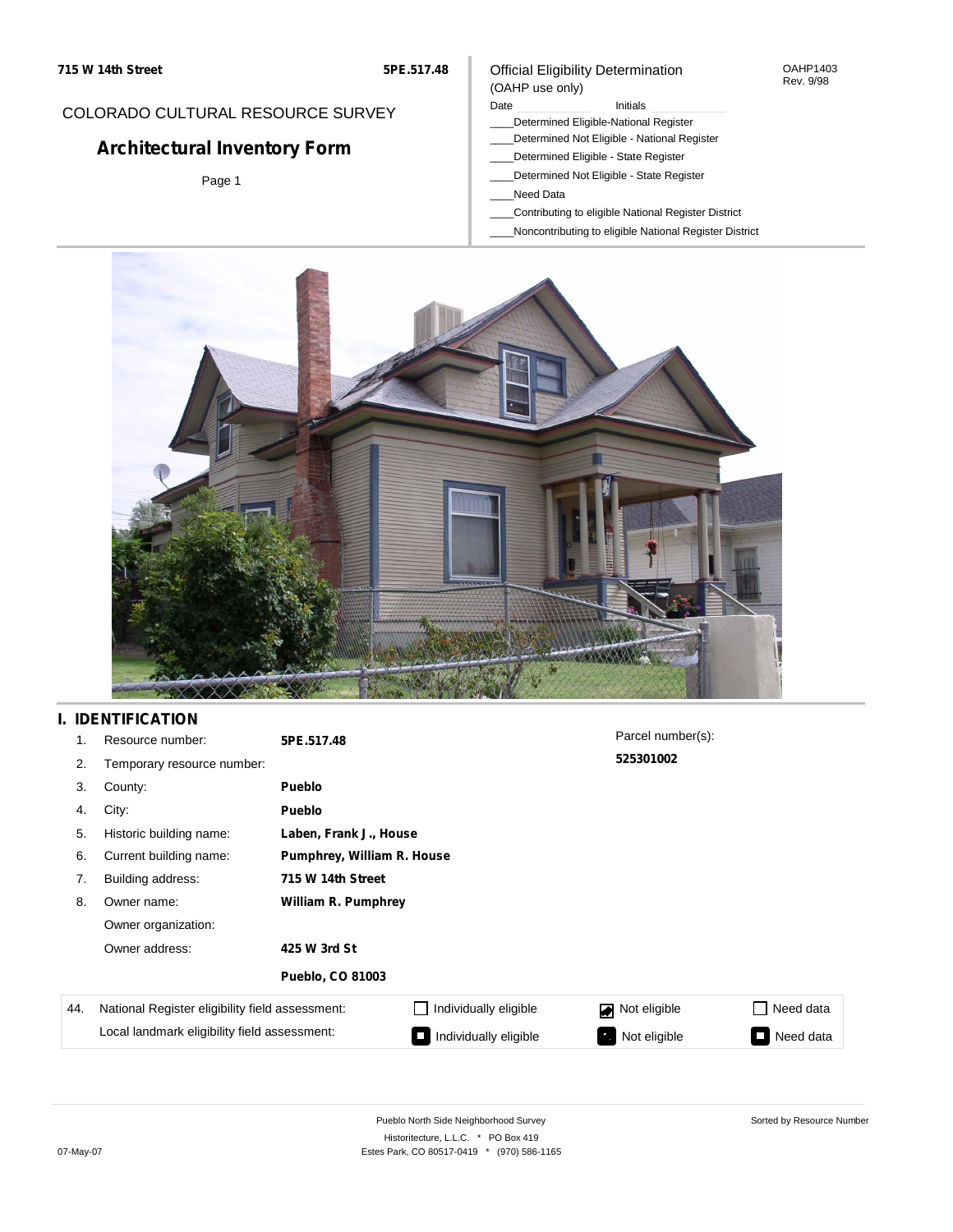**715 W 14th Street** **5PE.517.48**

COLORADO CULTURAL RESOURCE SURVEY

# Architectural Inventory Form

Page 1

Official Eligibility Determination
(OAHP use only)

OAHP1403
Rev. 9/98

Date ____________ Initials ____________

____Determined Eligible-National Register
____Determined Not Eligible - National Register
____Determined Eligible - State Register
____Determined Not Eligible - State Register
____Need Data
____Contributing to eligible National Register District
____Noncontributing to eligible National Register District

## I. IDENTIFICATION

1. Resource number: **5PE.517.48**
2. Temporary resource number:
3. County: **Pueblo**
4. City: **Pueblo**
5. Historic building name: **Laben, Frank J., House**
6. Current building name: **Pumphrey, William R. House**
7. Building address: **715 W 14th Street**
8. Owner name: **William R. Pumphrey**
   Owner organization:
   Owner address: **425 W 3rd St**
   **Pueblo, CO 81003**

Parcel number(s): **525301002**

| 44. | | | | |
|---|---|---|---|---|
| | National Register eligibility field assessment: | ☐ Individually eligible | ☑ Not eligible | ☐ Need data |
| | Local landmark eligibility field assessment: | ■ Individually eligible | ■ Not eligible | ■ Need data |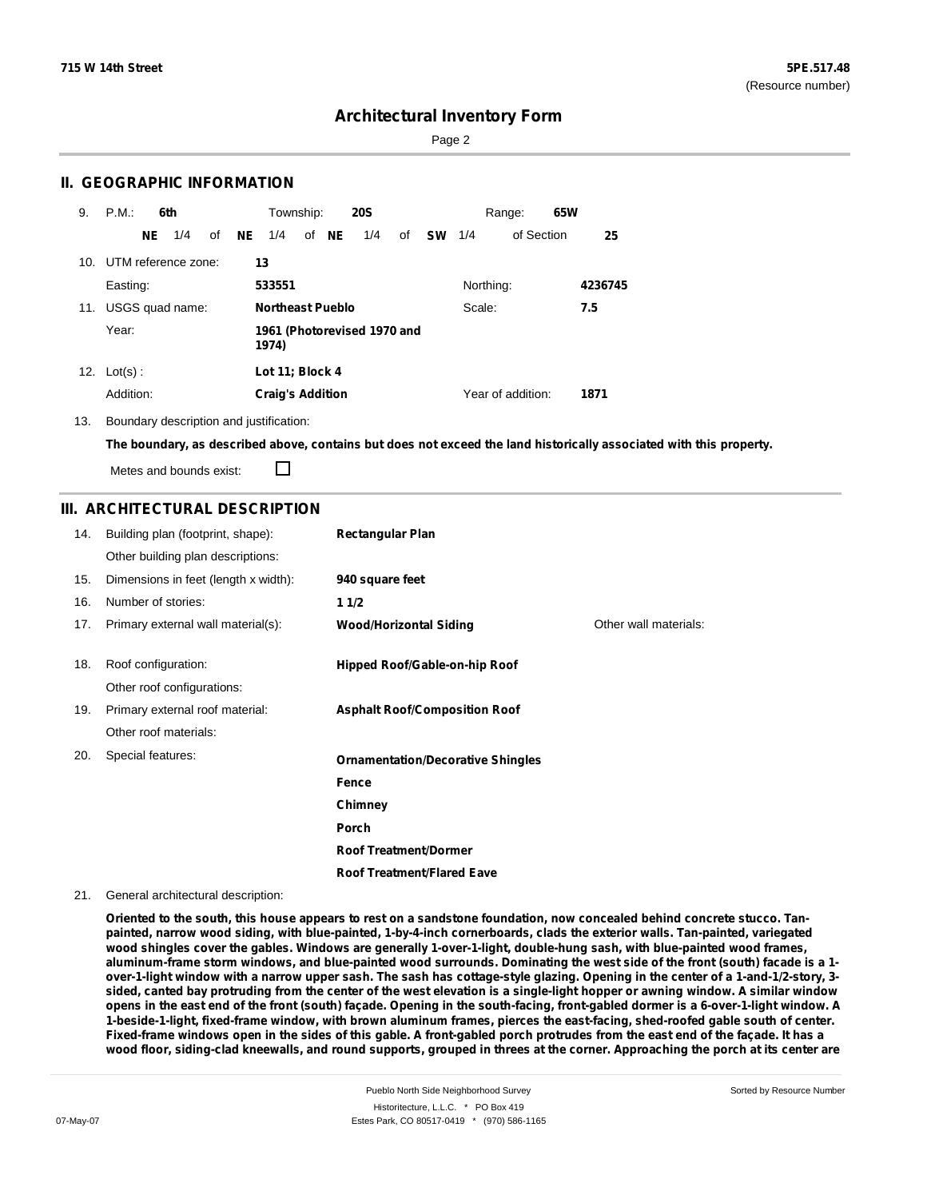715 W 14th Street

5PE.517.48
(Resource number)

# Architectural Inventory Form

## II. GEOGRAPHIC INFORMATION

9. P.M.: **6th** Township: **20S** Range: **65W**
**NE** 1/4 of **NE** 1/4 of **NE** 1/4 of **SW** 1/4 of Section **25**

10. UTM reference zone: **13**
Easting: **533551** Northing: **4236745**

11. USGS quad name: **Northeast Pueblo** Scale: **7.5**
Year: **1961 (Photorevised 1970 and 1974)**

12. Lot(s): **Lot 11; Block 4**
Addition: **Craig's Addition** Year of addition: **1871**

13. Boundary description and justification:
**The boundary, as described above, contains but does not exceed the land historically associated with this property.**

Metes and bounds exist: ☐

## III. ARCHITECTURAL DESCRIPTION

14. Building plan (footprint, shape): **Rectangular Plan**
Other building plan descriptions:

15. Dimensions in feet (length x width): **940 square feet**

16. Number of stories: **1 1/2**

17. Primary external wall material(s): **Wood/Horizontal Siding** Other wall materials:

18. Roof configuration: **Hipped Roof/Gable-on-hip Roof**
Other roof configurations:

19. Primary external roof material: **Asphalt Roof/Composition Roof**
Other roof materials:

20. Special features:
**Ornamentation/Decorative Shingles**
**Fence**
**Chimney**
**Porch**
**Roof Treatment/Dormer**
**Roof Treatment/Flared Eave**

21. General architectural description:

**Oriented to the south, this house appears to rest on a sandstone foundation, now concealed behind concrete stucco. Tan-painted, narrow wood siding, with blue-painted, 1-by-4-inch cornerboards, clads the exterior walls. Tan-painted, variegated wood shingles cover the gables. Windows are generally 1-over-1-light, double-hung sash, with blue-painted wood frames, aluminum-frame storm windows, and blue-painted wood surrounds. Dominating the west side of the front (south) facade is a 1-over-1-light window with a narrow upper sash. The sash has cottage-style glazing. Opening in the center of a 1-and-1/2-story, 3-sided, canted bay protruding from the center of the west elevation is a single-light hopper or awning window. A similar window opens in the east end of the front (south) façade. Opening in the south-facing, front-gabled dormer is a 6-over-1-light window. A 1-beside-1-light, fixed-frame window, with brown aluminum frames, pierces the east-facing, shed-roofed gable south of center. Fixed-frame windows open in the sides of this gable. A front-gabled porch protrudes from the east end of the façade. It has a wood floor, siding-clad kneewalls, and round supports, grouped in threes at the corner. Approaching the porch at its center are**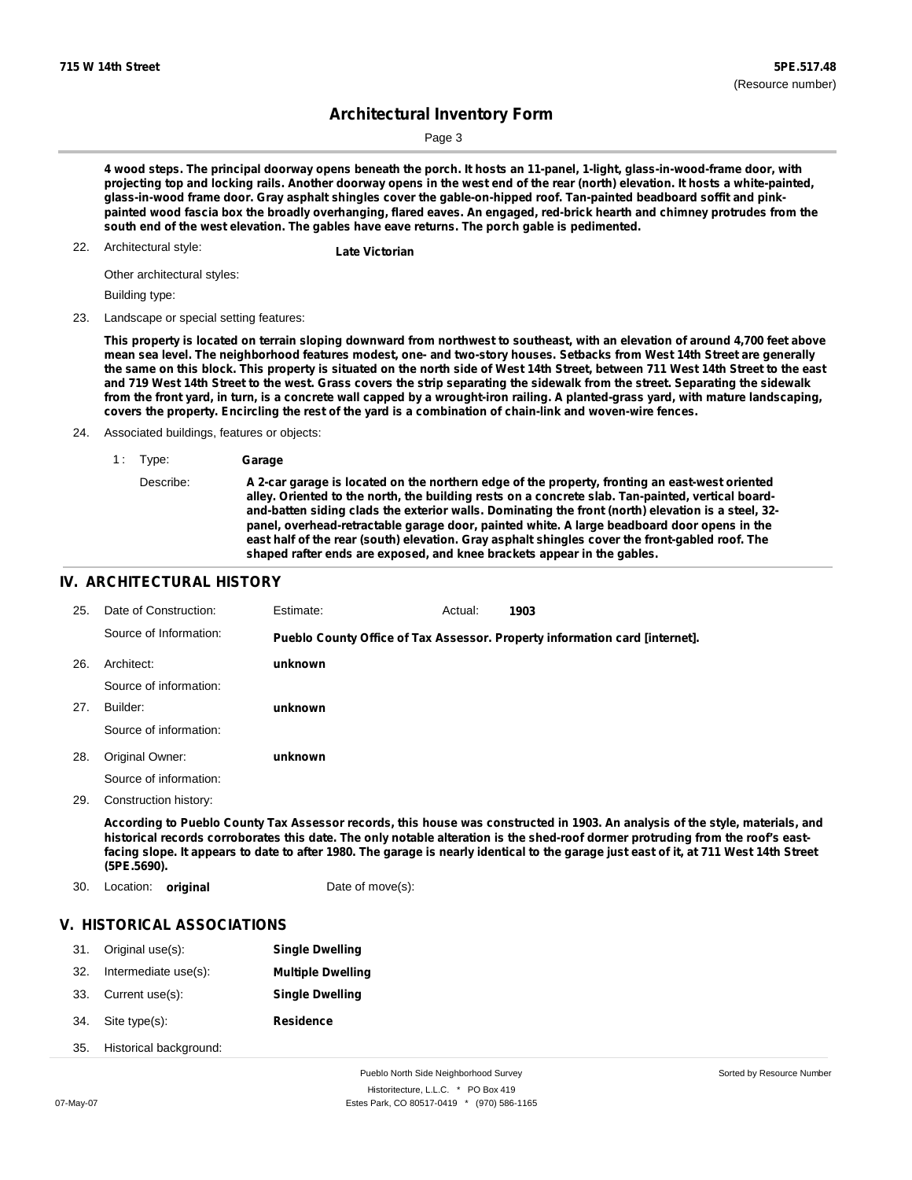4 wood steps. The principal doorway opens beneath the porch. It hosts an 11-panel, 1-light, glass-in-wood-frame door, with projecting top and locking rails. Another doorway opens in the west end of the rear (north) elevation. It hosts a white-painted, glass-in-wood frame door. Gray asphalt shingles cover the gable-on-hipped roof. Tan-painted beadboard soffit and pink-painted wood fascia box the broadly overhanging, flared eaves. An engaged, red-brick hearth and chimney protrudes from the south end of the west elevation. The gables have eave returns. The porch gable is pedimented.

22. Architectural style: **Late Victorian**

Other architectural styles:

Building type:

23. Landscape or special setting features:

**This property is located on terrain sloping downward from northwest to southeast, with an elevation of around 4,700 feet above mean sea level. The neighborhood features modest, one- and two-story houses. Setbacks from West 14th Street are generally the same on this block. This property is situated on the north side of West 14th Street, between 711 West 14th Street to the east and 719 West 14th Street to the west. Grass covers the strip separating the sidewalk from the street. Separating the sidewalk from the front yard, in turn, is a concrete wall capped by a wrought-iron railing. A planted-grass yard, with mature landscaping, covers the property. Encircling the rest of the yard is a combination of chain-link and woven-wire fences.**

24. Associated buildings, features or objects:

1 : Type: **Garage**

Describe: **A 2-car garage is located on the northern edge of the property, fronting an east-west oriented alley. Oriented to the north, the building rests on a concrete slab. Tan-painted, vertical board-and-batten siding clads the exterior walls. Dominating the front (north) elevation is a steel, 32-panel, overhead-retractable garage door, painted white. A large beadboard door opens in the east half of the rear (south) elevation. Gray asphalt shingles cover the front-gabled roof. The shaped rafter ends are exposed, and knee brackets appear in the gables.**

## IV. ARCHITECTURAL HISTORY

25. Date of Construction: Estimate: Actual: **1903**

Source of Information: **Pueblo County Office of Tax Assessor. Property information card [internet].**

26. Architect: **unknown**

Source of information:

27. Builder: **unknown**

Source of information:

28. Original Owner: **unknown**

Source of information:

29. Construction history:

**According to Pueblo County Tax Assessor records, this house was constructed in 1903. An analysis of the style, materials, and historical records corroborates this date. The only notable alteration is the shed-roof dormer protruding from the roof's east-facing slope. It appears to date to after 1980. The garage is nearly identical to the garage just east of it, at 711 West 14th Street (5PE.5690).**

30. Location: **original** Date of move(s):

## V. HISTORICAL ASSOCIATIONS

31. Original use(s): **Single Dwelling**
32. Intermediate use(s): **Multiple Dwelling**
33. Current use(s): **Single Dwelling**
34. Site type(s): **Residence**
35. Historical background: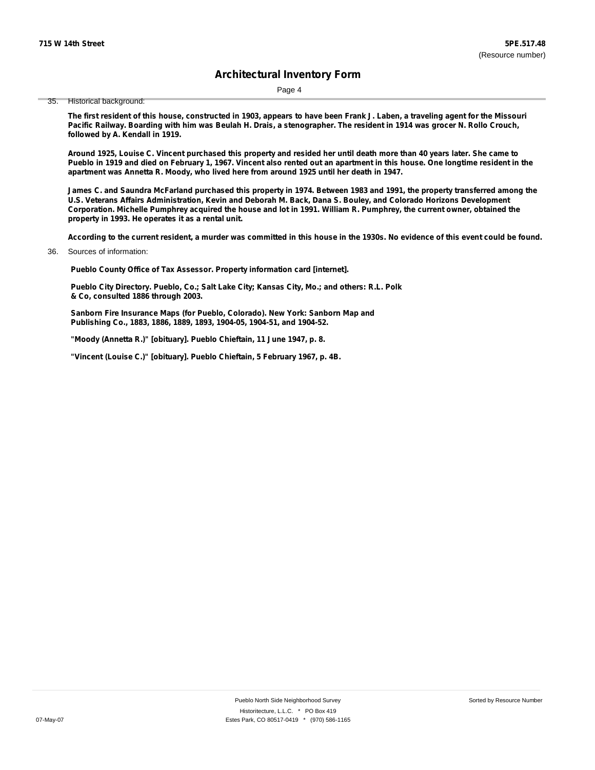35. Historical background:

**The first resident of this house, constructed in 1903, appears to have been Frank J. Laben, a traveling agent for the Missouri Pacific Railway. Boarding with him was Beulah H. Drais, a stenographer. The resident in 1914 was grocer N. Rollo Crouch, followed by A. Kendall in 1919.**

**Around 1925, Louise C. Vincent purchased this property and resided her until death more than 40 years later. She came to Pueblo in 1919 and died on February 1, 1967. Vincent also rented out an apartment in this house. One longtime resident in the apartment was Annetta R. Moody, who lived here from around 1925 until her death in 1947.**

**James C. and Saundra McFarland purchased this property in 1974. Between 1983 and 1991, the property transferred among the U.S. Veterans Affairs Administration, Kevin and Deborah M. Back, Dana S. Bouley, and Colorado Horizons Development Corporation. Michelle Pumphrey acquired the house and lot in 1991. William R. Pumphrey, the current owner, obtained the property in 1993. He operates it as a rental unit.**

**According to the current resident, a murder was committed in this house in the 1930s. No evidence of this event could be found.**

36. Sources of information:

**Pueblo County Office of Tax Assessor. Property information card [internet].**

**Pueblo City Directory. Pueblo, Co.; Salt Lake City; Kansas City, Mo.; and others: R.L. Polk & Co, consulted 1886 through 2003.**

**Sanborn Fire Insurance Maps (for Pueblo, Colorado). New York: Sanborn Map and Publishing Co., 1883, 1886, 1889, 1893, 1904-05, 1904-51, and 1904-52.**

**"Moody (Annetta R.)" [obituary]. Pueblo Chieftain, 11 June 1947, p. 8.**

**"Vincent (Louise C.)" [obituary]. Pueblo Chieftain, 5 February 1967, p. 4B.**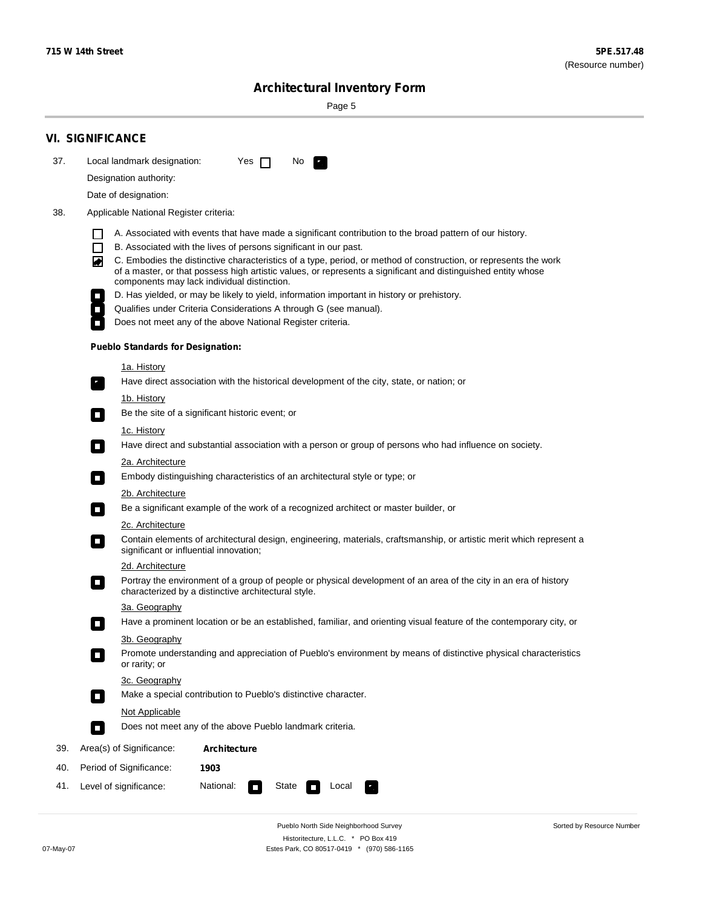**715 W 14th Street** **5PE.517.48**
(Resource number)

# Architectural Inventory Form

## VI. SIGNIFICANCE

37. Local landmark designation: Yes ☐ No ☑

    Designation authority:

    Date of designation:

38. Applicable National Register criteria:

    ☐ A. Associated with events that have made a significant contribution to the broad pattern of our history.

    ☐ B. Associated with the lives of persons significant in our past.

    ☑ C. Embodies the distinctive characteristics of a type, period, or method of construction, or represents the work of a master, or that possess high artistic values, or represents a significant and distinguished entity whose components may lack individual distinction.

    ☐ D. Has yielded, or may be likely to yield, information important in history or prehistory.

    ☐ Qualifies under Criteria Considerations A through G (see manual).

    ☐ Does not meet any of the above National Register criteria.

    **Pueblo Standards for Designation:**

    1a. History

    ☑ Have direct association with the historical development of the city, state, or nation; or

    1b. History

    ☐ Be the site of a significant historic event; or

    1c. History

    ☐ Have direct and substantial association with a person or group of persons who had influence on society.

    2a. Architecture

    ☐ Embody distinguishing characteristics of an architectural style or type; or

    2b. Architecture

    ☐ Be a significant example of the work of a recognized architect or master builder, or

    2c. Architecture

    ☐ Contain elements of architectural design, engineering, materials, craftsmanship, or artistic merit which represent a significant or influential innovation;

    2d. Architecture

    ☐ Portray the environment of a group of people or physical development of an area of the city in an era of history characterized by a distinctive architectural style.

    3a. Geography

    ☐ Have a prominent location or be an established, familiar, and orienting visual feature of the contemporary city, or

    3b. Geography

    ☐ Promote understanding and appreciation of Pueblo's environment by means of distinctive physical characteristics or rarity; or

    3c. Geography

    ☐ Make a special contribution to Pueblo's distinctive character.

    Not Applicable

    ☐ Does not meet any of the above Pueblo landmark criteria.

39. Area(s) of Significance: **Architecture**

40. Period of Significance: **1903**

41. Level of significance: National: ☐ State ☐ Local ☑

Pueblo North Side Neighborhood Survey
Historitecture, L.L.C. * PO Box 419
Estes Park, CO 80517-0419 * (970) 586-1165

07-May-07 Sorted by Resource Number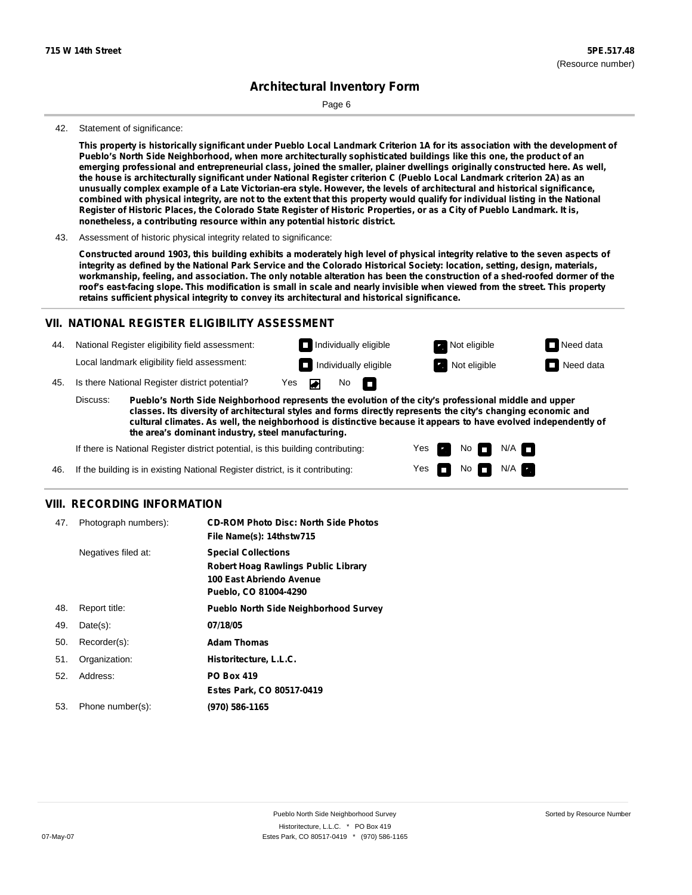42. Statement of significance:

**This property is historically significant under Pueblo Local Landmark Criterion 1A for its association with the development of Pueblo's North Side Neighborhood, when more architecturally sophisticated buildings like this one, the product of an emerging professional and entrepreneurial class, joined the smaller, plainer dwellings originally constructed here. As well, the house is architecturally significant under National Register criterion C (Pueblo Local Landmark criterion 2A) as an unusually complex example of a Late Victorian-era style. However, the levels of architectural and historical significance, combined with physical integrity, are not to the extent that this property would qualify for individual listing in the National Register of Historic Places, the Colorado State Register of Historic Properties, or as a City of Pueblo Landmark. It is, nonetheless, a contributing resource within any potential historic district.**

43. Assessment of historic physical integrity related to significance:

**Constructed around 1903, this building exhibits a moderately high level of physical integrity relative to the seven aspects of integrity as defined by the National Park Service and the Colorado Historical Society: location, setting, design, materials, workmanship, feeling, and association. The only notable alteration has been the construction of a shed-roofed dormer of the roof's east-facing slope. This modification is small in scale and nearly invisible when viewed from the street. This property retains sufficient physical integrity to convey its architectural and historical significance.**

## VII. NATIONAL REGISTER ELIGIBILITY ASSESSMENT

44. National Register eligibility field assessment: Individually eligible ☐ Not eligible ☑ Need data ☐

Local landmark eligibility field assessment: Individually eligible ☐ Not eligible ☑ Need data ☐

45. Is there National Register district potential? Yes ☑ No ☐

Discuss: **Pueblo's North Side Neighborhood represents the evolution of the city's professional middle and upper classes. Its diversity of architectural styles and forms directly represents the city's changing economic and cultural climates. As well, the neighborhood is distinctive because it appears to have evolved independently of the area's dominant industry, steel manufacturing.**

If there is National Register district potential, is this building contributing: Yes ☑ No ☐ N/A ☐

46. If the building is in existing National Register district, is it contributing: Yes ☐ No ☐ N/A ☑

## VIII. RECORDING INFORMATION

47. Photograph numbers): **CD-ROM Photo Disc: North Side Photos**
**File Name(s): 14thstw715**

Negatives filed at: **Special Collections**
**Robert Hoag Rawlings Public Library**
**100 East Abriendo Avenue**
**Pueblo, CO 81004-4290**

48. Report title: **Pueblo North Side Neighborhood Survey**

49. Date(s): **07/18/05**

50. Recorder(s): **Adam Thomas**

51. Organization: **Historitecture, L.L.C.**

52. Address: **PO Box 419**
**Estes Park, CO 80517-0419**

53. Phone number(s): **(970) 586-1165**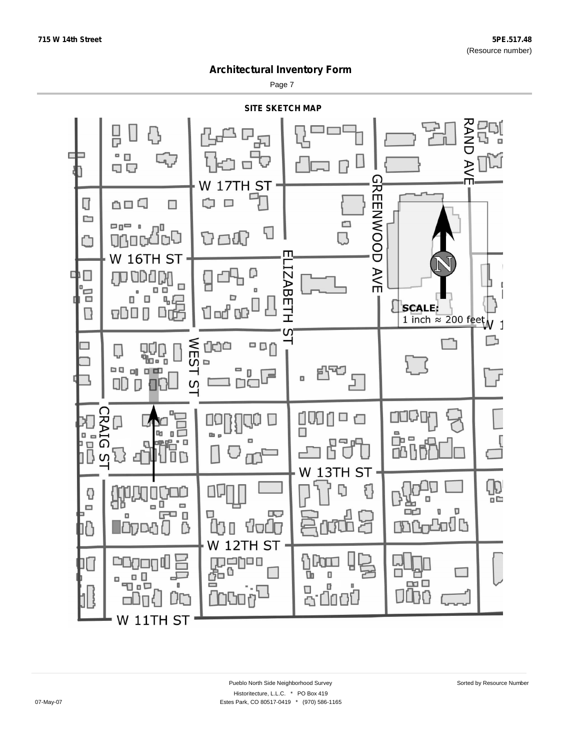## Architectural Inventory Form

### SITE SKETCH MAP

W 17TH ST

W 16TH ST

W 13TH ST

W 12TH ST

W 11TH ST

CRAIG ST

WEST ST

ELIZABETH ST

GREENWOOD AVE

RAND AVE

SCALE:
1 inch ≈ 200 feet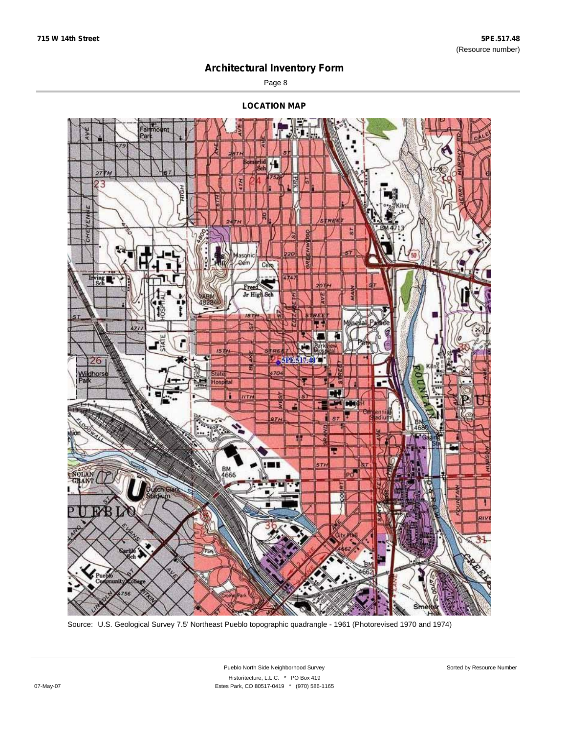# Architectural Inventory Form

## LOCATION MAP

Source: U.S. Geological Survey 7.5' Northeast Pueblo topographic quadrangle - 1961 (Photorevised 1970 and 1974)